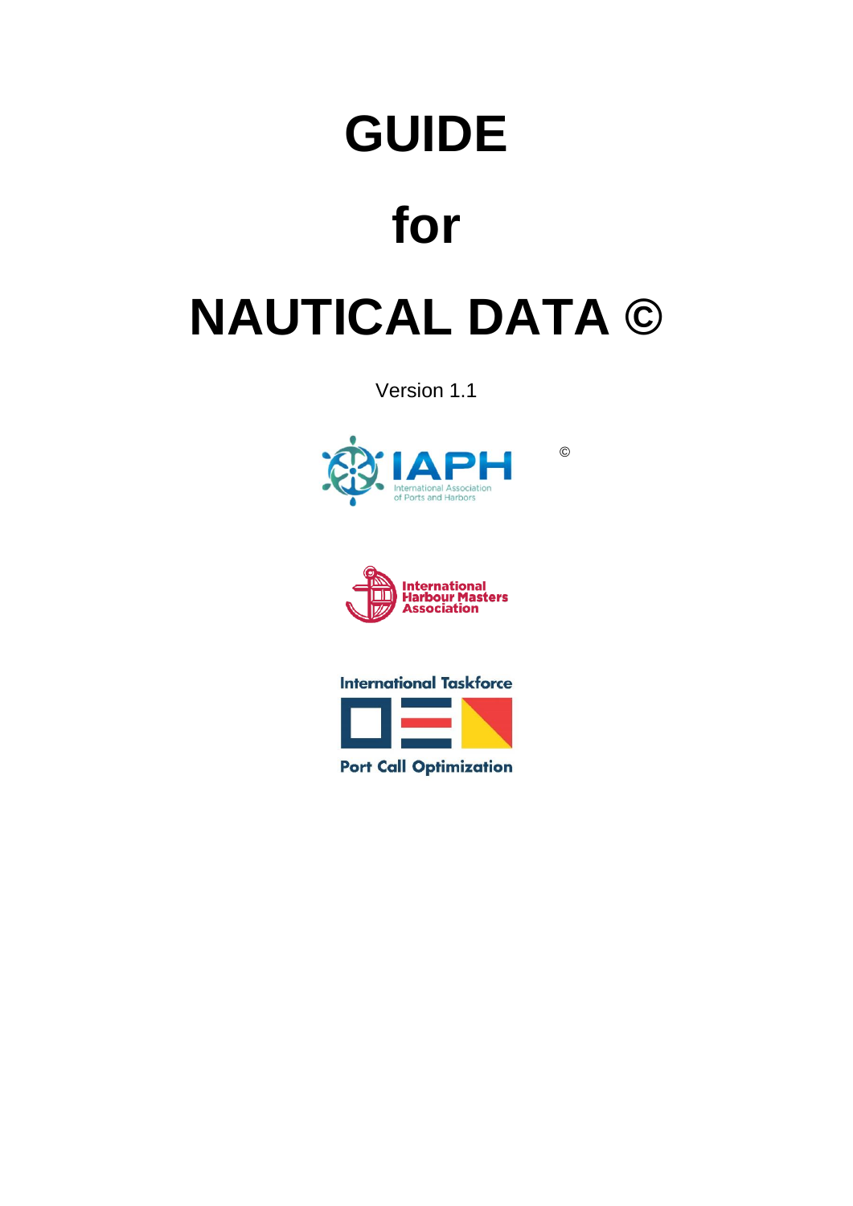# GUIDE

# for

# NATUAL DATA ©

Version 1.1

©

IAPH
International Association of Ports and Harbors

International Harbour Masters Association

International Taskforce
Port Call Optimization

# GUIDE

# for

# NAUTICAL DATA ©

Version 1.1

©

IAPH
International Association of Ports and Harbors

International Harbour Masters Association

International Taskforce
Port Call Optimization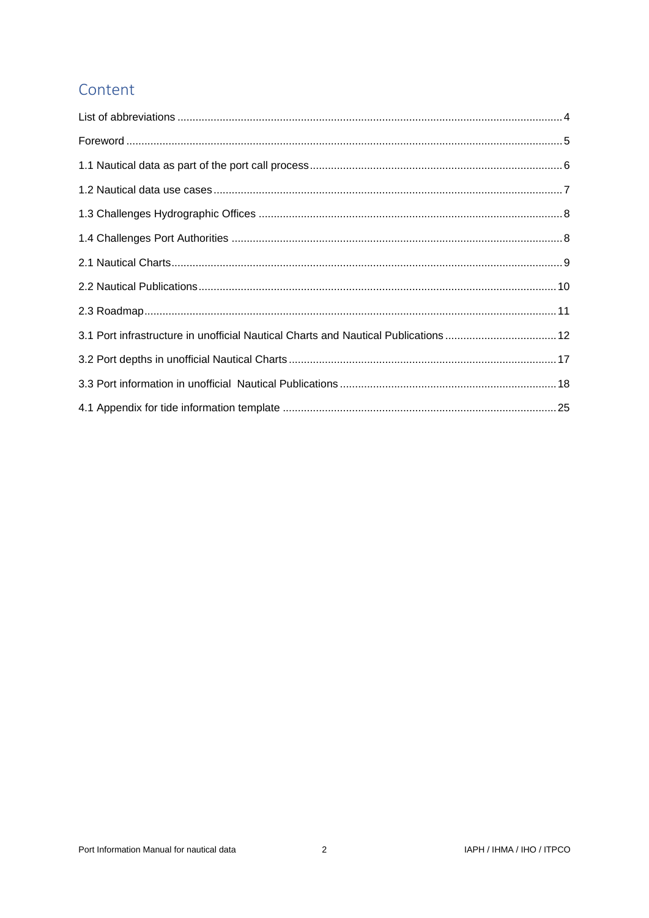# Content

List of abbreviations ........ 4

Foreword ........ 5

1.1 Nautical data as part of the port call process ........ 6

1.2 Nautical data use cases ........ 7

1.3 Challenges Hydrographic Offices ........ 8

1.4 Challenges Port Authorities ........ 8

2.1 Nautical Charts ........ 9

2.2 Nautical Publications ........ 10

2.3 Roadmap ........ 11

3.1 Port infrastructure in unofficial Nautical Charts and Nautical Publications ........ 12

3.2 Port depths in unofficial Nautical Charts ........ 17

3.3 Port information in unofficial Nautical Publications ........ 18

4.1 Appendix for tide information template ........ 25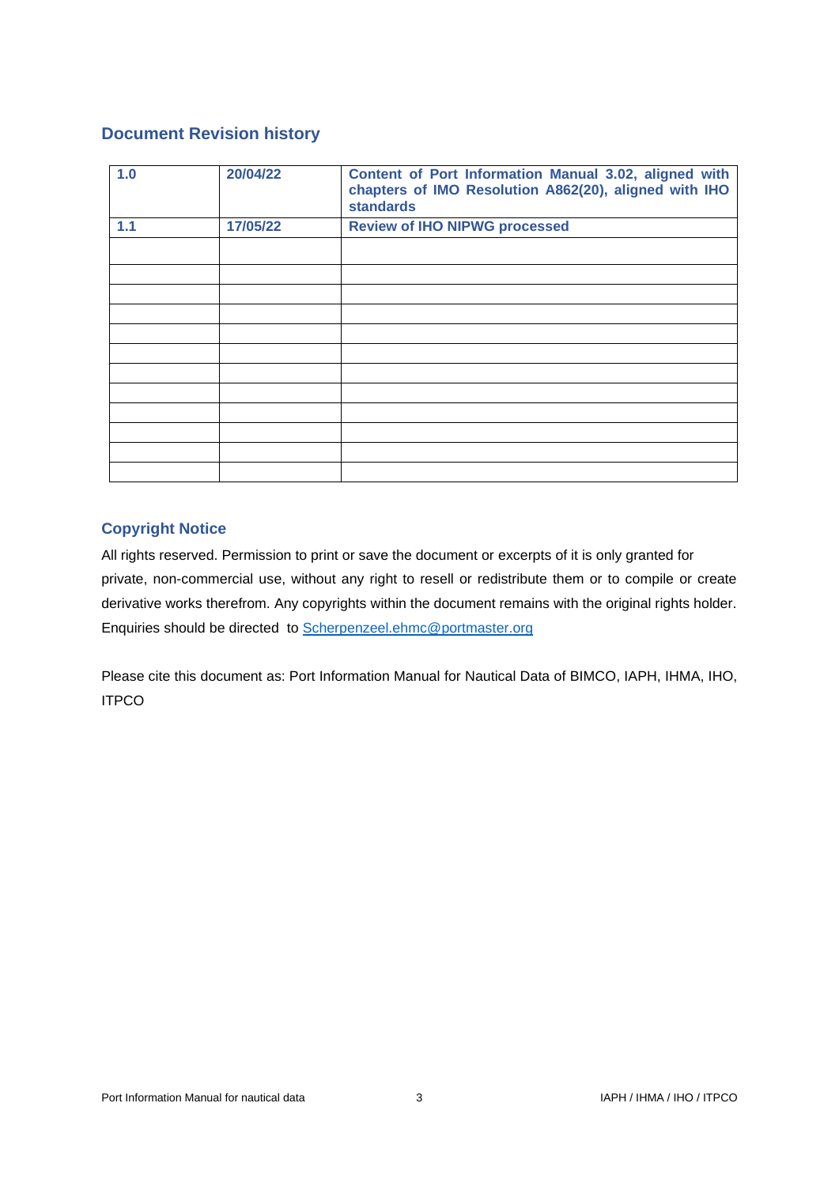## Document Revision history

| | | |
|---|---|---|
| **1.0** | **20/04/22** | **Content of Port Information Manual 3.02, aligned with chapters of IMO Resolution A862(20), aligned with IHO standards** |
| **1.1** | **17/05/22** | **Review of IHO NIPWG processed** |
| | | |
| | | |
| | | |
| | | |
| | | |
| | | |
| | | |
| | | |
| | | |
| | | |
| | | |
| | | |

## Copyright Notice

All rights reserved. Permission to print or save the document or excerpts of it is only granted for private, non-commercial use, without any right to resell or redistribute them or to compile or create derivative works therefrom. Any copyrights within the document remains with the original rights holder. Enquiries should be directed to Scherpenzeel.ehmc@portmaster.org

Please cite this document as: Port Information Manual for Nautical Data of BIMCO, IAPH, IHMA, IHO, ITPCO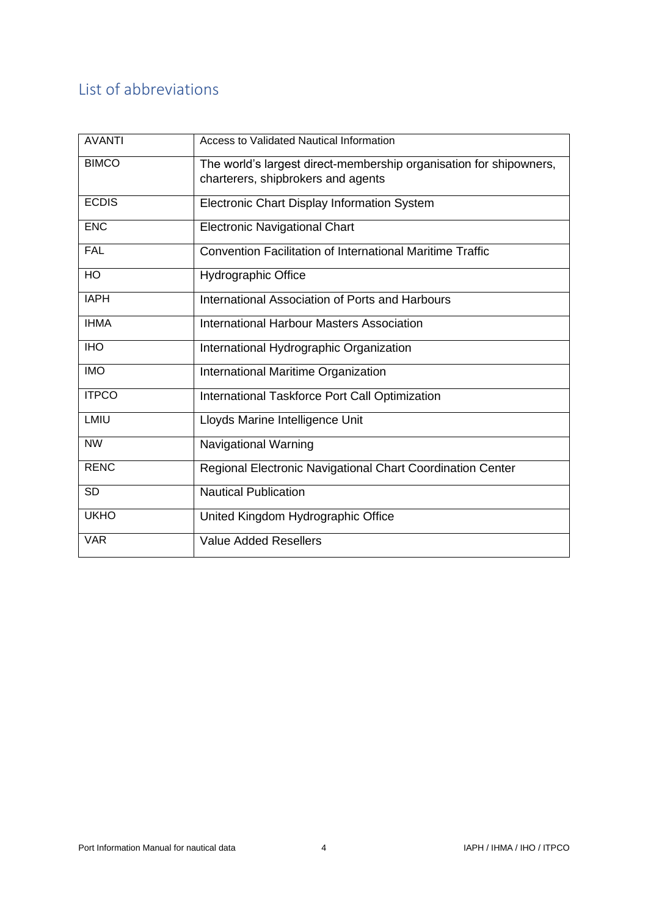## List of abbreviations

| | |
|---|---|
| AVANTI | Access to Validated Nautical Information |
| BIMCO | The world's largest direct-membership organisation for shipowners, charterers, shipbrokers and agents |
| ECDIS | Electronic Chart Display Information System |
| ENC | Electronic Navigational Chart |
| FAL | Convention Facilitation of International Maritime Traffic |
| HO | Hydrographic Office |
| IAPH | International Association of Ports and Harbours |
| IHMA | International Harbour Masters Association |
| IHO | International Hydrographic Organization |
| IMO | International Maritime Organization |
| ITPCO | International Taskforce Port Call Optimization |
| LMIU | Lloyds Marine Intelligence Unit |
| NW | Navigational Warning |
| RENC | Regional Electronic Navigational Chart Coordination Center |
| SD | Nautical Publication |
| UKHO | United Kingdom Hydrographic Office |
| VAR | Value Added Resellers |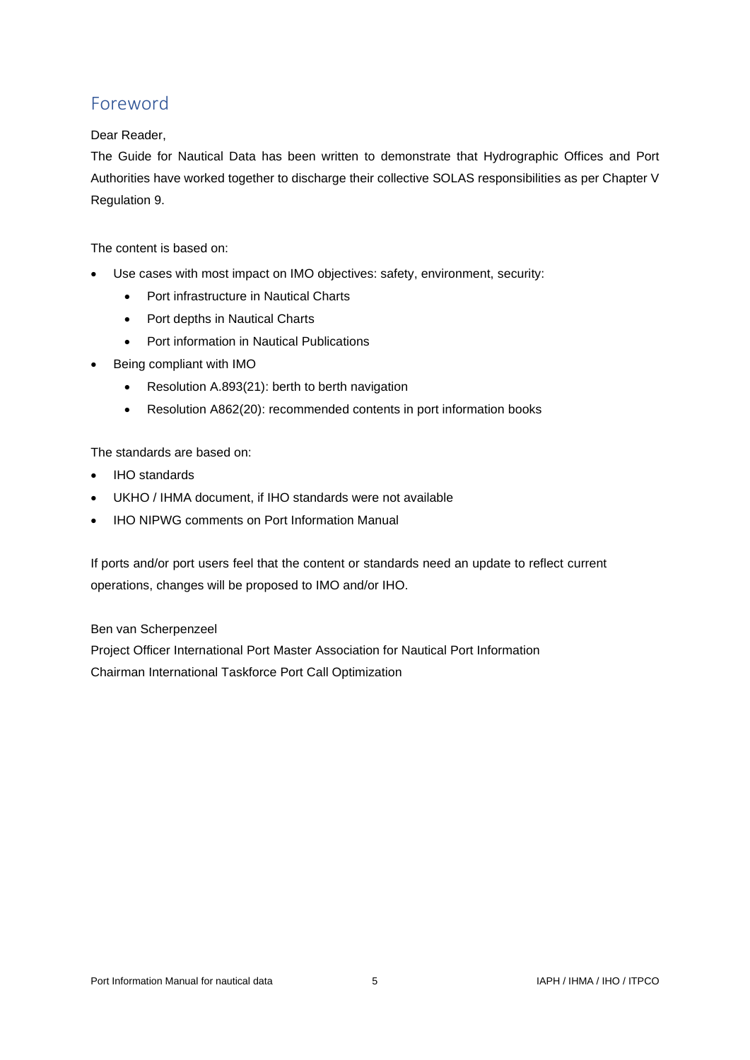## Foreword

Dear Reader,

The Guide for Nautical Data has been written to demonstrate that Hydrographic Offices and Port Authorities have worked together to discharge their collective SOLAS responsibilities as per Chapter V Regulation 9.

The content is based on:

- Use cases with most impact on IMO objectives: safety, environment, security:
  - Port infrastructure in Nautical Charts
  - Port depths in Nautical Charts
  - Port information in Nautical Publications
- Being compliant with IMO
  - Resolution A.893(21): berth to berth navigation
  - Resolution A862(20): recommended contents in port information books

The standards are based on:

- IHO standards
- UKHO / IHMA document, if IHO standards were not available
- IHO NIPWG comments on Port Information Manual

If ports and/or port users feel that the content or standards need an update to reflect current operations, changes will be proposed to IMO and/or IHO.

Ben van Scherpenzeel
Project Officer International Port Master Association for Nautical Port Information
Chairman International Taskforce Port Call Optimization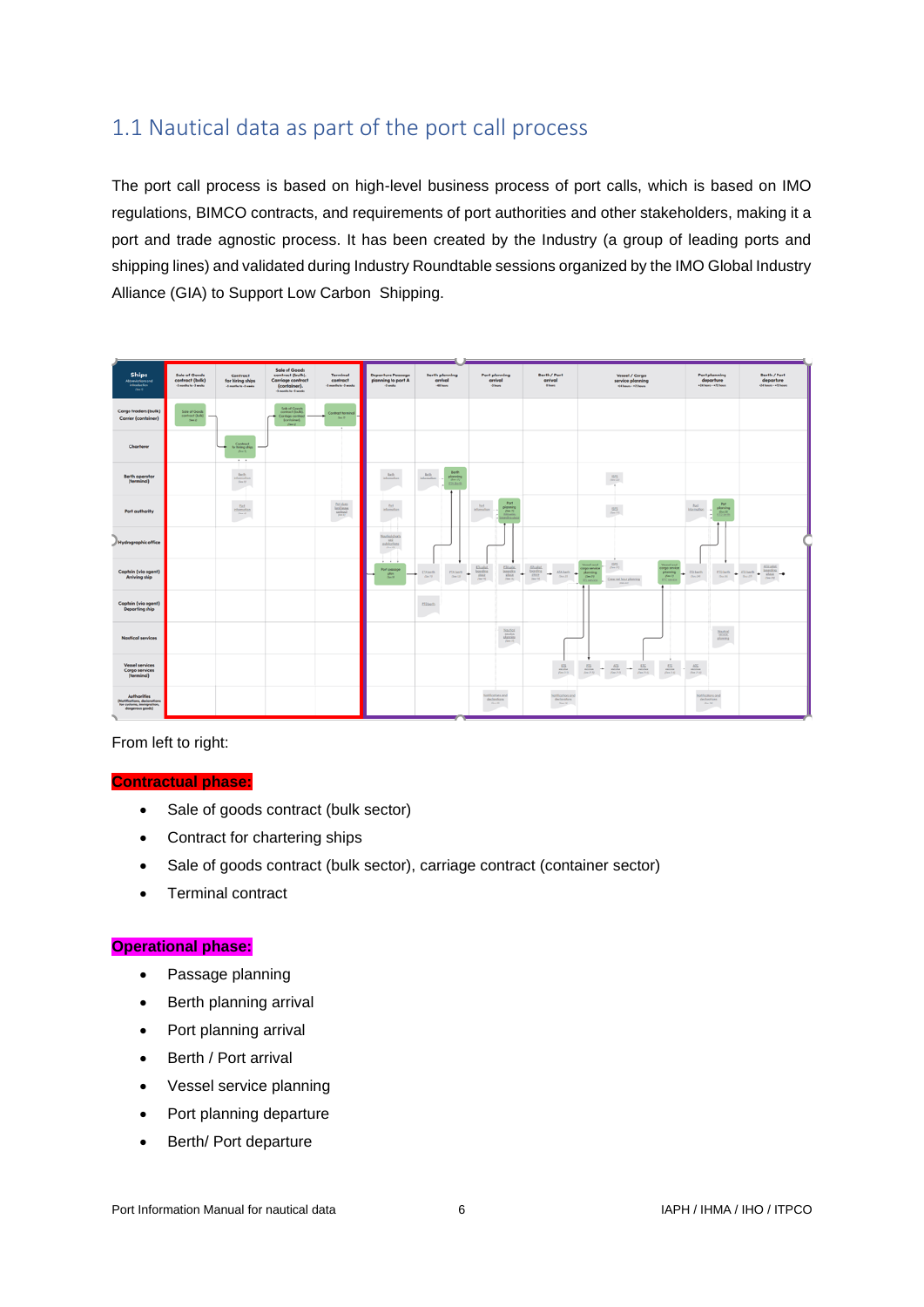## 1.1 Nautical data as part of the port call process

The port call process is based on high-level business process of port calls, which is based on IMO regulations, BIMCO contracts, and requirements of port authorities and other stakeholders, making it a port and trade agnostic process. It has been created by the Industry (a group of leading ports and shipping lines) and validated during Industry Roundtable sessions organized by the IMO Global Industry Alliance (GIA) to Support Low Carbon Shipping.

From left to right:

**Contractual phase:**

- Sale of goods contract (bulk sector)
- Contract for chartering ships
- Sale of goods contract (bulk sector), carriage contract (container sector)
- Terminal contract

**Operational phase:**

- Passage planning
- Berth planning arrival
- Port planning arrival
- Berth / Port arrival
- Vessel service planning
- Port planning departure
- Berth/ Port departure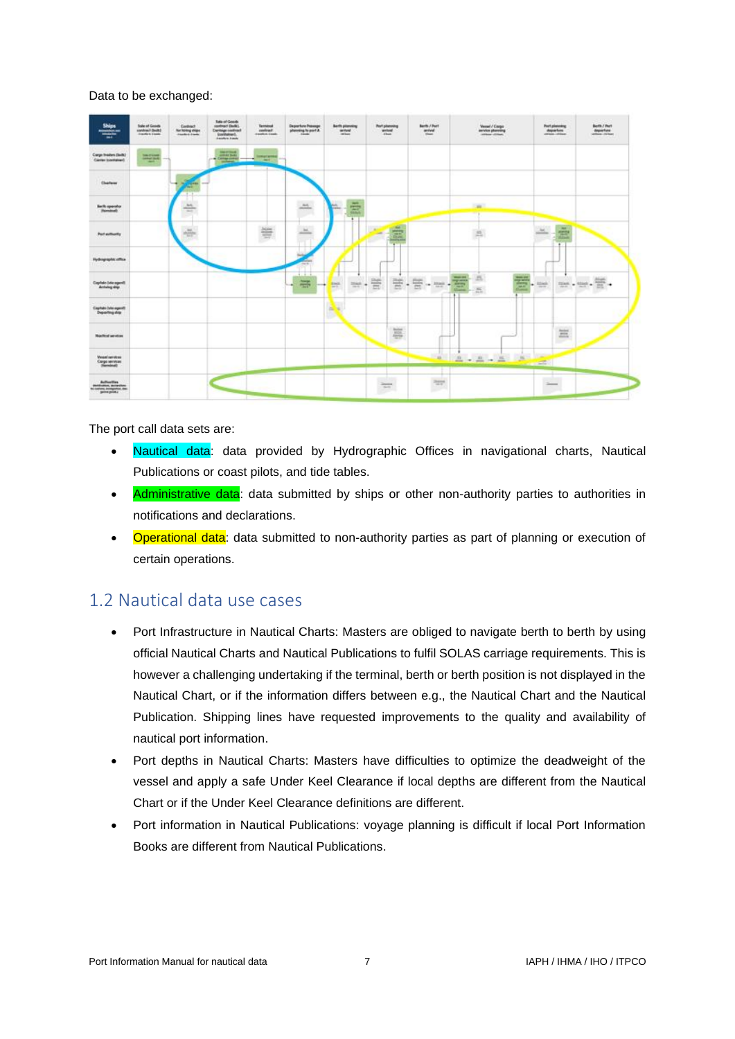Data to be exchanged:

The port call data sets are:

- Nautical data: data provided by Hydrographic Offices in navigational charts, Nautical Publications or coast pilots, and tide tables.
- Administrative data: data submitted by ships or other non-authority parties to authorities in notifications and declarations.
- Operational data: data submitted to non-authority parties as part of planning or execution of certain operations.

## 1.2 Nautical data use cases

- Port Infrastructure in Nautical Charts: Masters are obliged to navigate berth to berth by using official Nautical Charts and Nautical Publications to fulfil SOLAS carriage requirements. This is however a challenging undertaking if the terminal, berth or berth position is not displayed in the Nautical Chart, or if the information differs between e.g., the Nautical Chart and the Nautical Publication. Shipping lines have requested improvements to the quality and availability of nautical port information.
- Port depths in Nautical Charts: Masters have difficulties to optimize the deadweight of the vessel and apply a safe Under Keel Clearance if local depths are different from the Nautical Chart or if the Under Keel Clearance definitions are different.
- Port information in Nautical Publications: voyage planning is difficult if local Port Information Books are different from Nautical Publications.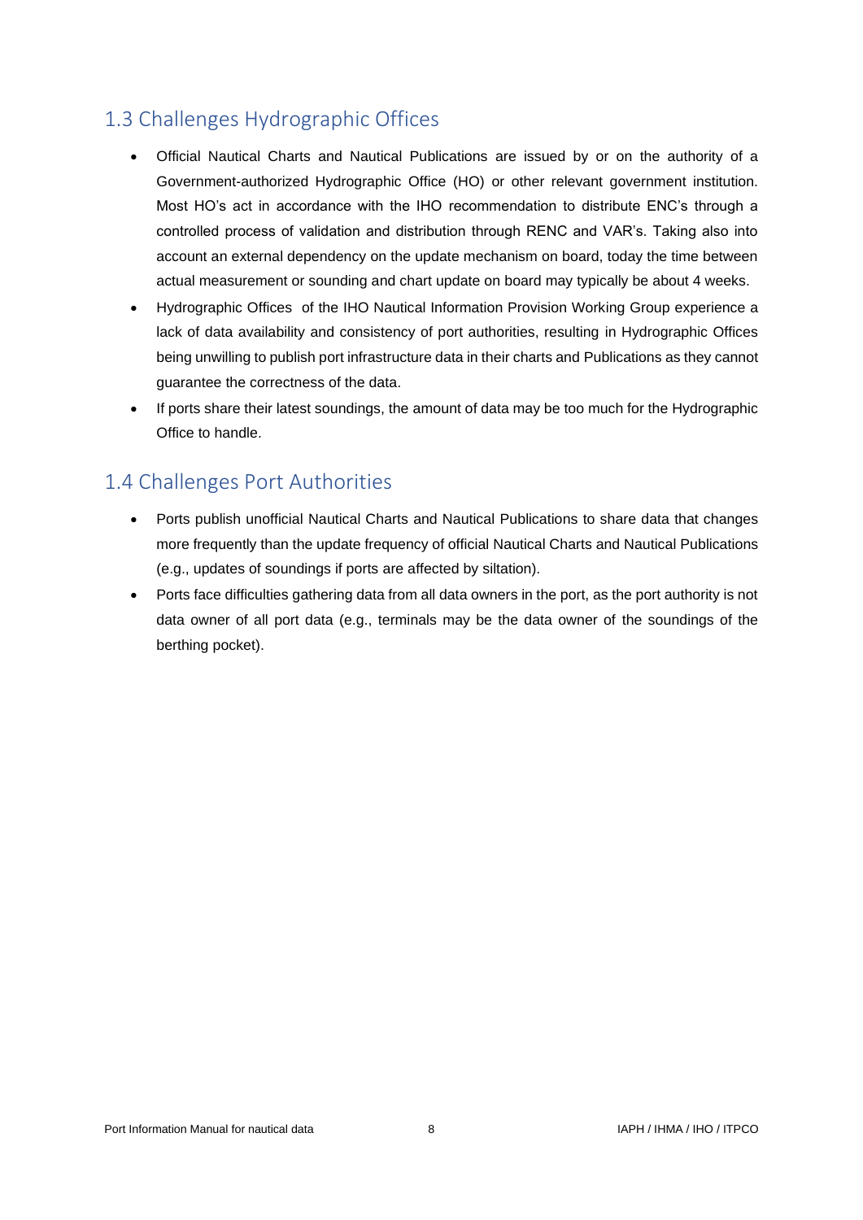## 1.3 Challenges Hydrographic Offices

- Official Nautical Charts and Nautical Publications are issued by or on the authority of a Government-authorized Hydrographic Office (HO) or other relevant government institution. Most HO's act in accordance with the IHO recommendation to distribute ENC's through a controlled process of validation and distribution through RENC and VAR's. Taking also into account an external dependency on the update mechanism on board, today the time between actual measurement or sounding and chart update on board may typically be about 4 weeks.
- Hydrographic Offices of the IHO Nautical Information Provision Working Group experience a lack of data availability and consistency of port authorities, resulting in Hydrographic Offices being unwilling to publish port infrastructure data in their charts and Publications as they cannot guarantee the correctness of the data.
- If ports share their latest soundings, the amount of data may be too much for the Hydrographic Office to handle.

## 1.4 Challenges Port Authorities

- Ports publish unofficial Nautical Charts and Nautical Publications to share data that changes more frequently than the update frequency of official Nautical Charts and Nautical Publications (e.g., updates of soundings if ports are affected by siltation).
- Ports face difficulties gathering data from all data owners in the port, as the port authority is not data owner of all port data (e.g., terminals may be the data owner of the soundings of the berthing pocket).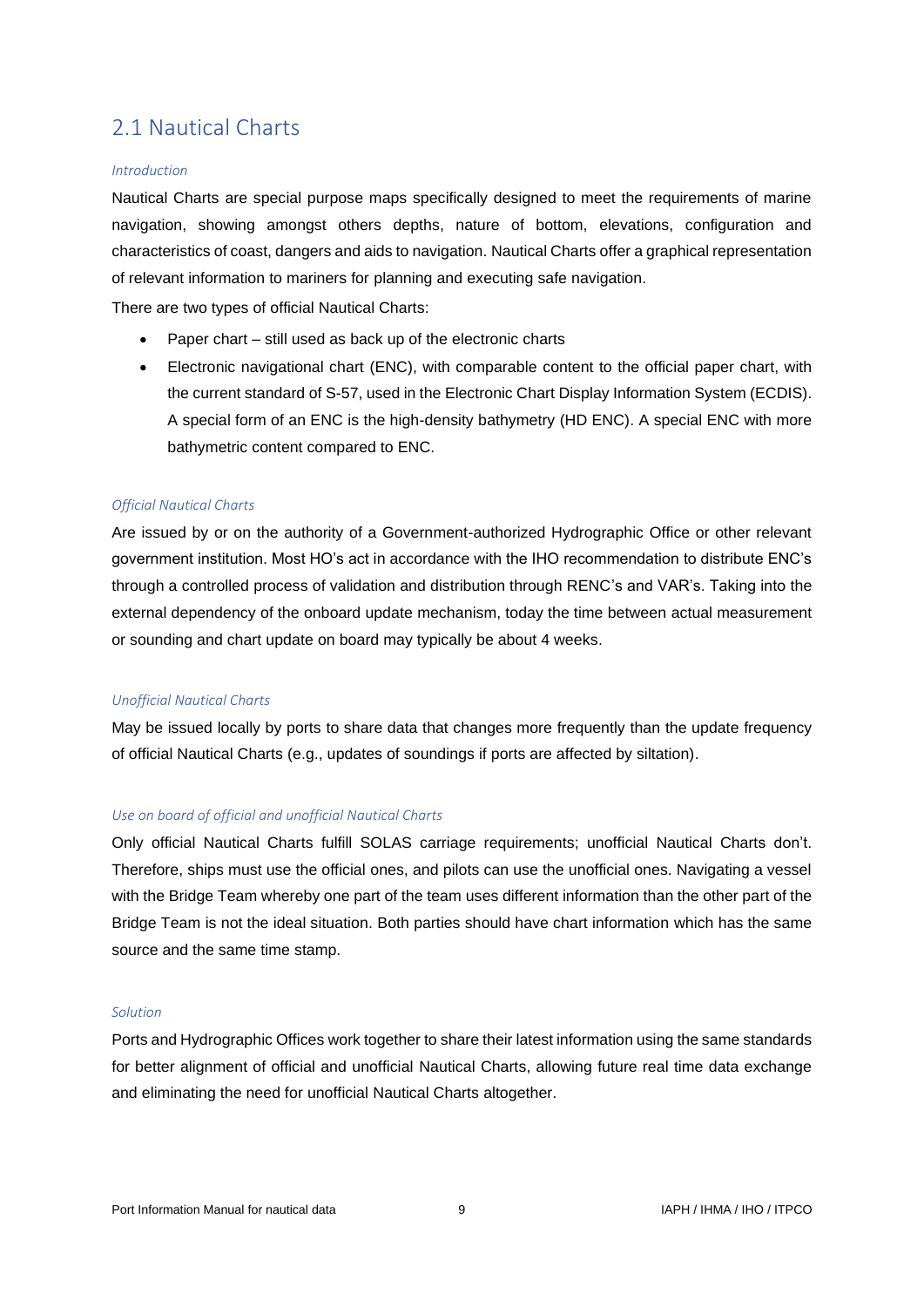## 2.1 Nautical Charts

*Introduction*

Nautical Charts are special purpose maps specifically designed to meet the requirements of marine navigation, showing amongst others depths, nature of bottom, elevations, configuration and characteristics of coast, dangers and aids to navigation. Nautical Charts offer a graphical representation of relevant information to mariners for planning and executing safe navigation.

There are two types of official Nautical Charts:

- Paper chart – still used as back up of the electronic charts
- Electronic navigational chart (ENC), with comparable content to the official paper chart, with the current standard of S-57, used in the Electronic Chart Display Information System (ECDIS). A special form of an ENC is the high-density bathymetry (HD ENC). A special ENC with more bathymetric content compared to ENC.

*Official Nautical Charts*

Are issued by or on the authority of a Government-authorized Hydrographic Office or other relevant government institution. Most HO's act in accordance with the IHO recommendation to distribute ENC's through a controlled process of validation and distribution through RENC's and VAR's. Taking into the external dependency of the onboard update mechanism, today the time between actual measurement or sounding and chart update on board may typically be about 4 weeks.

*Unofficial Nautical Charts*

May be issued locally by ports to share data that changes more frequently than the update frequency of official Nautical Charts (e.g., updates of soundings if ports are affected by siltation).

*Use on board of official and unofficial Nautical Charts*

Only official Nautical Charts fulfill SOLAS carriage requirements; unofficial Nautical Charts don't. Therefore, ships must use the official ones, and pilots can use the unofficial ones. Navigating a vessel with the Bridge Team whereby one part of the team uses different information than the other part of the Bridge Team is not the ideal situation. Both parties should have chart information which has the same source and the same time stamp.

*Solution*

Ports and Hydrographic Offices work together to share their latest information using the same standards for better alignment of official and unofficial Nautical Charts, allowing future real time data exchange and eliminating the need for unofficial Nautical Charts altogether.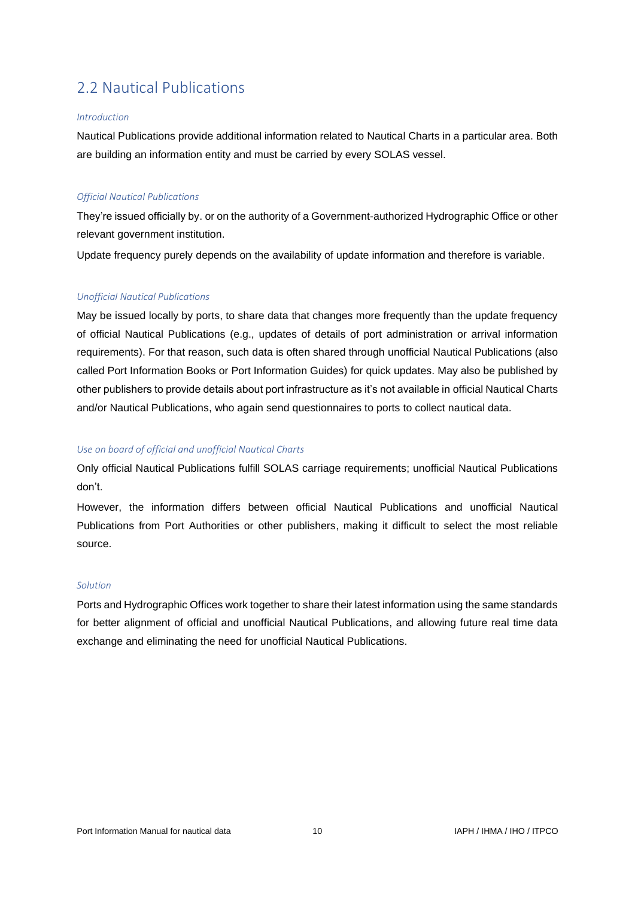## 2.2 Nautical Publications

*Introduction*

Nautical Publications provide additional information related to Nautical Charts in a particular area. Both are building an information entity and must be carried by every SOLAS vessel.

*Official Nautical Publications*

They're issued officially by. or on the authority of a Government-authorized Hydrographic Office or other relevant government institution.

Update frequency purely depends on the availability of update information and therefore is variable.

*Unofficial Nautical Publications*

May be issued locally by ports, to share data that changes more frequently than the update frequency of official Nautical Publications (e.g., updates of details of port administration or arrival information requirements). For that reason, such data is often shared through unofficial Nautical Publications (also called Port Information Books or Port Information Guides) for quick updates. May also be published by other publishers to provide details about port infrastructure as it's not available in official Nautical Charts and/or Nautical Publications, who again send questionnaires to ports to collect nautical data.

*Use on board of official and unofficial Nautical Charts*

Only official Nautical Publications fulfill SOLAS carriage requirements; unofficial Nautical Publications don't.

However, the information differs between official Nautical Publications and unofficial Nautical Publications from Port Authorities or other publishers, making it difficult to select the most reliable source.

*Solution*

Ports and Hydrographic Offices work together to share their latest information using the same standards for better alignment of official and unofficial Nautical Publications, and allowing future real time data exchange and eliminating the need for unofficial Nautical Publications.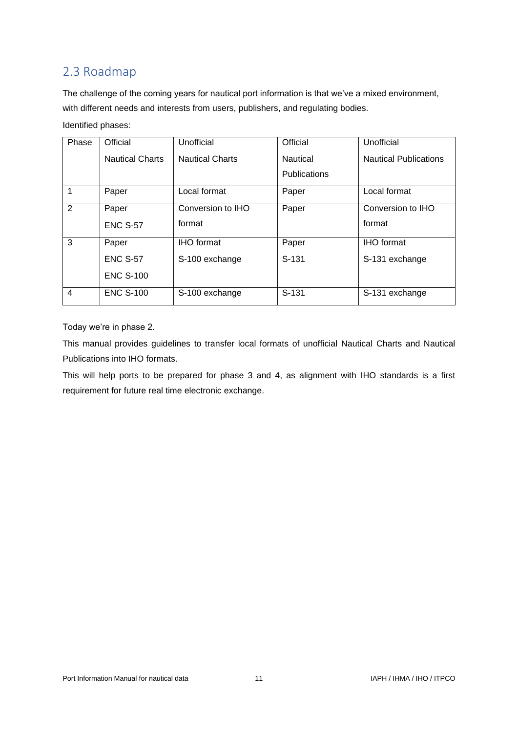## 2.3 Roadmap

The challenge of the coming years for nautical port information is that we've a mixed environment, with different needs and interests from users, publishers, and regulating bodies.

Identified phases:

| Phase | Official Nautical Charts | Unofficial Nautical Charts | Official Nautical Publications | Unofficial Nautical Publications |
|---|---|---|---|---|
| 1 | Paper | Local format | Paper | Local format |
| 2 | Paper<br>ENC S-57 | Conversion to IHO format | Paper | Conversion to IHO format |
| 3 | Paper<br>ENC S-57<br>ENC S-100 | IHO format<br>S-100 exchange | Paper<br>S-131 | IHO format<br>S-131 exchange |
| 4 | ENC S-100 | S-100 exchange | S-131 | S-131 exchange |

Today we're in phase 2.

This manual provides guidelines to transfer local formats of unofficial Nautical Charts and Nautical Publications into IHO formats.

This will help ports to be prepared for phase 3 and 4, as alignment with IHO standards is a first requirement for future real time electronic exchange.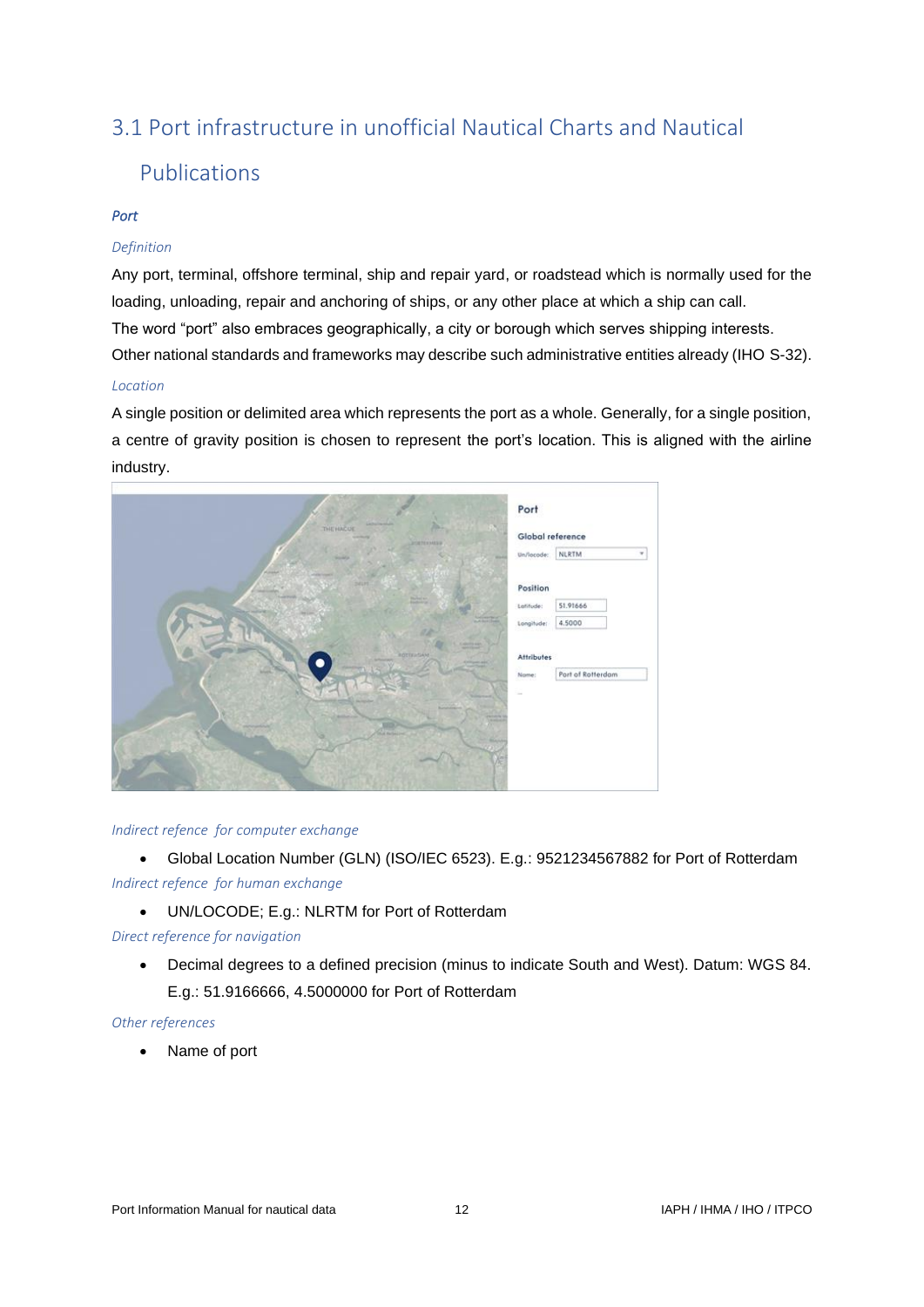## 3.1 Port infrastructure in unofficial Nautical Charts and Nautical Publications

### *Port*

*Definition*

Any port, terminal, offshore terminal, ship and repair yard, or roadstead which is normally used for the loading, unloading, repair and anchoring of ships, or any other place at which a ship can call.
The word "port" also embraces geographically, a city or borough which serves shipping interests.
Other national standards and frameworks may describe such administrative entities already (IHO S-32).

*Location*

A single position or delimited area which represents the port as a whole. Generally, for a single position, a centre of gravity position is chosen to represent the port's location. This is aligned with the airline industry.

*Indirect refence for computer exchange*

- Global Location Number (GLN) (ISO/IEC 6523). E.g.: 9521234567882 for Port of Rotterdam

*Indirect refence for human exchange*

- UN/LOCODE; E.g.: NLRTM for Port of Rotterdam

*Direct reference for navigation*

- Decimal degrees to a defined precision (minus to indicate South and West). Datum: WGS 84. E.g.: 51.9166666, 4.5000000 for Port of Rotterdam

*Other references*

- Name of port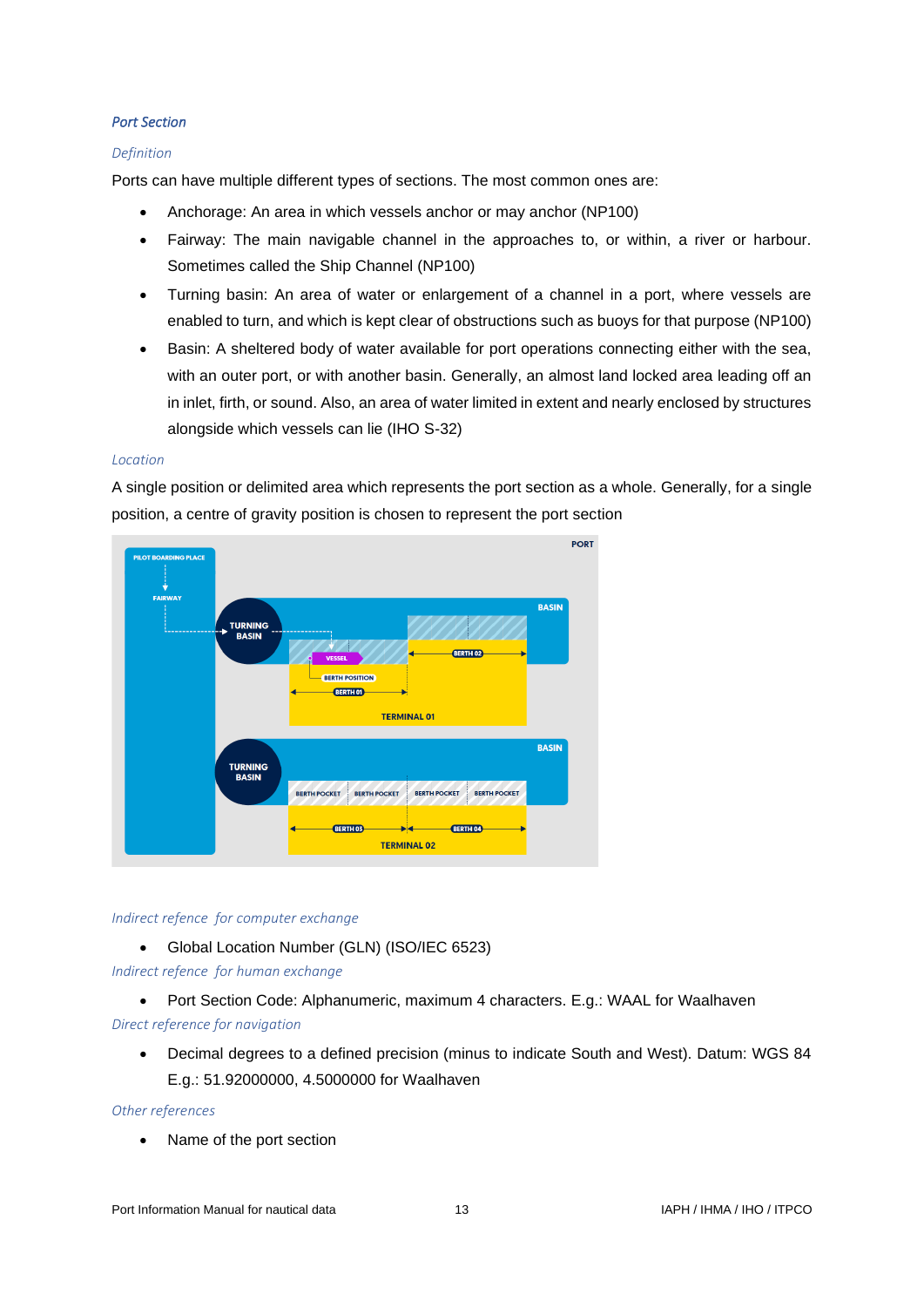### *Port Section*

#### *Definition*

Ports can have multiple different types of sections. The most common ones are:

- Anchorage: An area in which vessels anchor or may anchor (NP100)
- Fairway: The main navigable channel in the approaches to, or within, a river or harbour. Sometimes called the Ship Channel (NP100)
- Turning basin: An area of water or enlargement of a channel in a port, where vessels are enabled to turn, and which is kept clear of obstructions such as buoys for that purpose (NP100)
- Basin: A sheltered body of water available for port operations connecting either with the sea, with an outer port, or with another basin. Generally, an almost land locked area leading off an in inlet, firth, or sound. Also, an area of water limited in extent and nearly enclosed by structures alongside which vessels can lie (IHO S-32)

#### *Location*

A single position or delimited area which represents the port section as a whole. Generally, for a single position, a centre of gravity position is chosen to represent the port section

#### *Indirect refence for computer exchange*

- Global Location Number (GLN) (ISO/IEC 6523)

#### *Indirect refence for human exchange*

- Port Section Code: Alphanumeric, maximum 4 characters. E.g.: WAAL for Waalhaven

#### *Direct reference for navigation*

- Decimal degrees to a defined precision (minus to indicate South and West). Datum: WGS 84 E.g.: 51.92000000, 4.5000000 for Waalhaven

#### *Other references*

- Name of the port section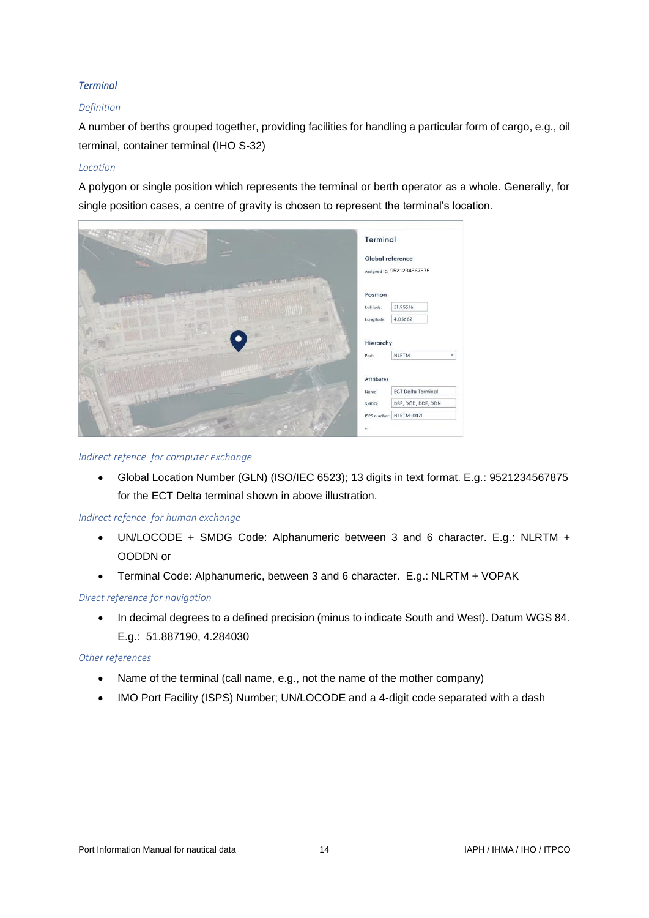### *Terminal*

*Definition*

A number of berths grouped together, providing facilities for handling a particular form of cargo, e.g., oil terminal, container terminal (IHO S-32)

*Location*

A polygon or single position which represents the terminal or berth operator as a whole. Generally, for single position cases, a centre of gravity is chosen to represent the terminal's location.

*Indirect refence for computer exchange*

- Global Location Number (GLN) (ISO/IEC 6523); 13 digits in text format. E.g.: 9521234567875 for the ECT Delta terminal shown in above illustration.

*Indirect refence for human exchange*

- UN/LOCODE + SMDG Code: Alphanumeric between 3 and 6 character. E.g.: NLRTM + OODDN or
- Terminal Code: Alphanumeric, between 3 and 6 character. E.g.: NLRTM + VOPAK

*Direct reference for navigation*

- In decimal degrees to a defined precision (minus to indicate South and West). Datum WGS 84. E.g.: 51.887190, 4.284030

*Other references*

- Name of the terminal (call name, e.g., not the name of the mother company)
- IMO Port Facility (ISPS) Number; UN/LOCODE and a 4-digit code separated with a dash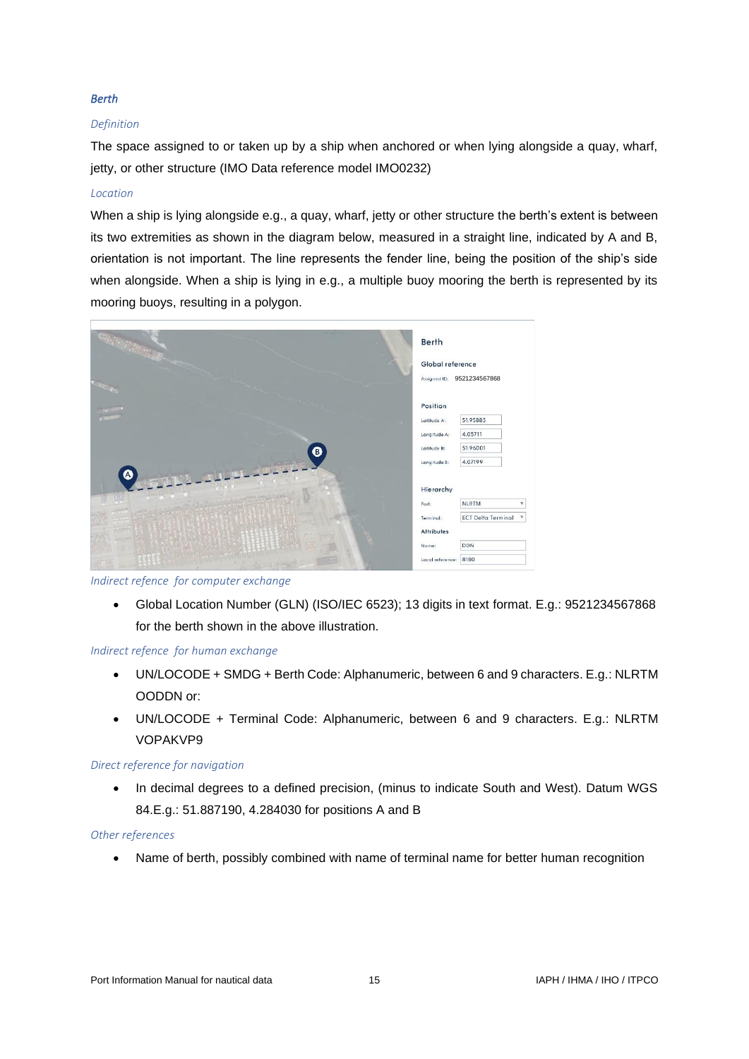### *Berth*

*Definition*

The space assigned to or taken up by a ship when anchored or when lying alongside a quay, wharf, jetty, or other structure (IMO Data reference model IMO0232)

*Location*

When a ship is lying alongside e.g., a quay, wharf, jetty or other structure the berth's extent is between its two extremities as shown in the diagram below, measured in a straight line, indicated by A and B, orientation is not important. The line represents the fender line, being the position of the ship's side when alongside. When a ship is lying in e.g., a multiple buoy mooring the berth is represented by its mooring buoys, resulting in a polygon.

*Indirect refence for computer exchange*

- Global Location Number (GLN) (ISO/IEC 6523); 13 digits in text format. E.g.: 9521234567868 for the berth shown in the above illustration.

*Indirect refence for human exchange*

- UN/LOCODE + SMDG + Berth Code: Alphanumeric, between 6 and 9 characters. E.g.: NLRTM OODDN or:
- UN/LOCODE + Terminal Code: Alphanumeric, between 6 and 9 characters. E.g.: NLRTM VOPAKVP9

*Direct reference for navigation*

- In decimal degrees to a defined precision, (minus to indicate South and West). Datum WGS 84.E.g.: 51.887190, 4.284030 for positions A and B

*Other references*

- Name of berth, possibly combined with name of terminal name for better human recognition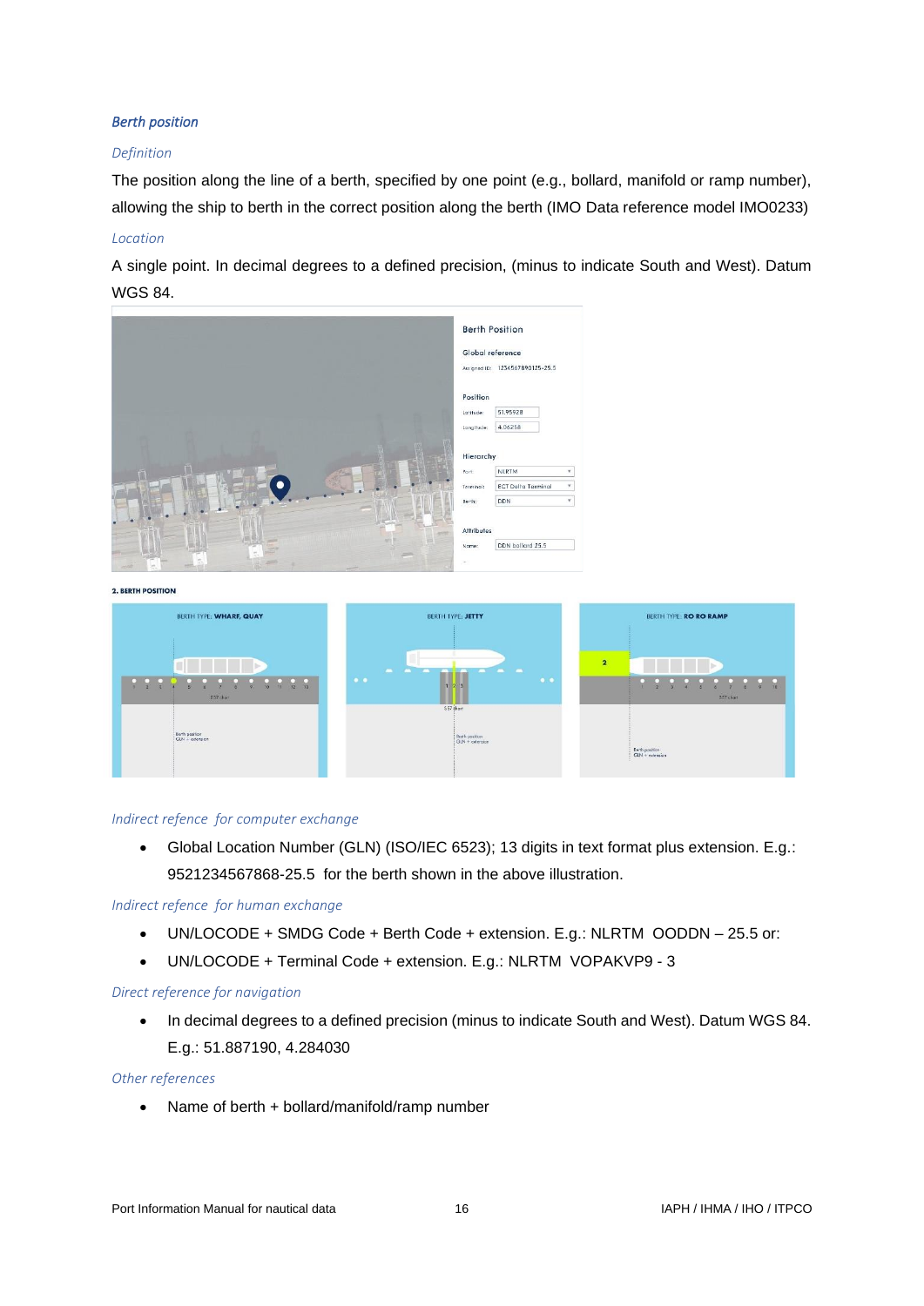### Berth position

#### *Definition*

The position along the line of a berth, specified by one point (e.g., bollard, manifold or ramp number), allowing the ship to berth in the correct position along the berth (IMO Data reference model IMO0233)

#### *Location*

A single point. In decimal degrees to a defined precision, (minus to indicate South and West). Datum WGS 84.

#### *Indirect refence for computer exchange*

- Global Location Number (GLN) (ISO/IEC 6523); 13 digits in text format plus extension. E.g.: 9521234567868-25.5 for the berth shown in the above illustration.

#### *Indirect refence for human exchange*

- UN/LOCODE + SMDG Code + Berth Code + extension. E.g.: NLRTM OODDN – 25.5 or:
- UN/LOCODE + Terminal Code + extension. E.g.: NLRTM VOPAKVP9 - 3

#### *Direct reference for navigation*

- In decimal degrees to a defined precision (minus to indicate South and West). Datum WGS 84. E.g.: 51.887190, 4.284030

#### *Other references*

- Name of berth + bollard/manifold/ramp number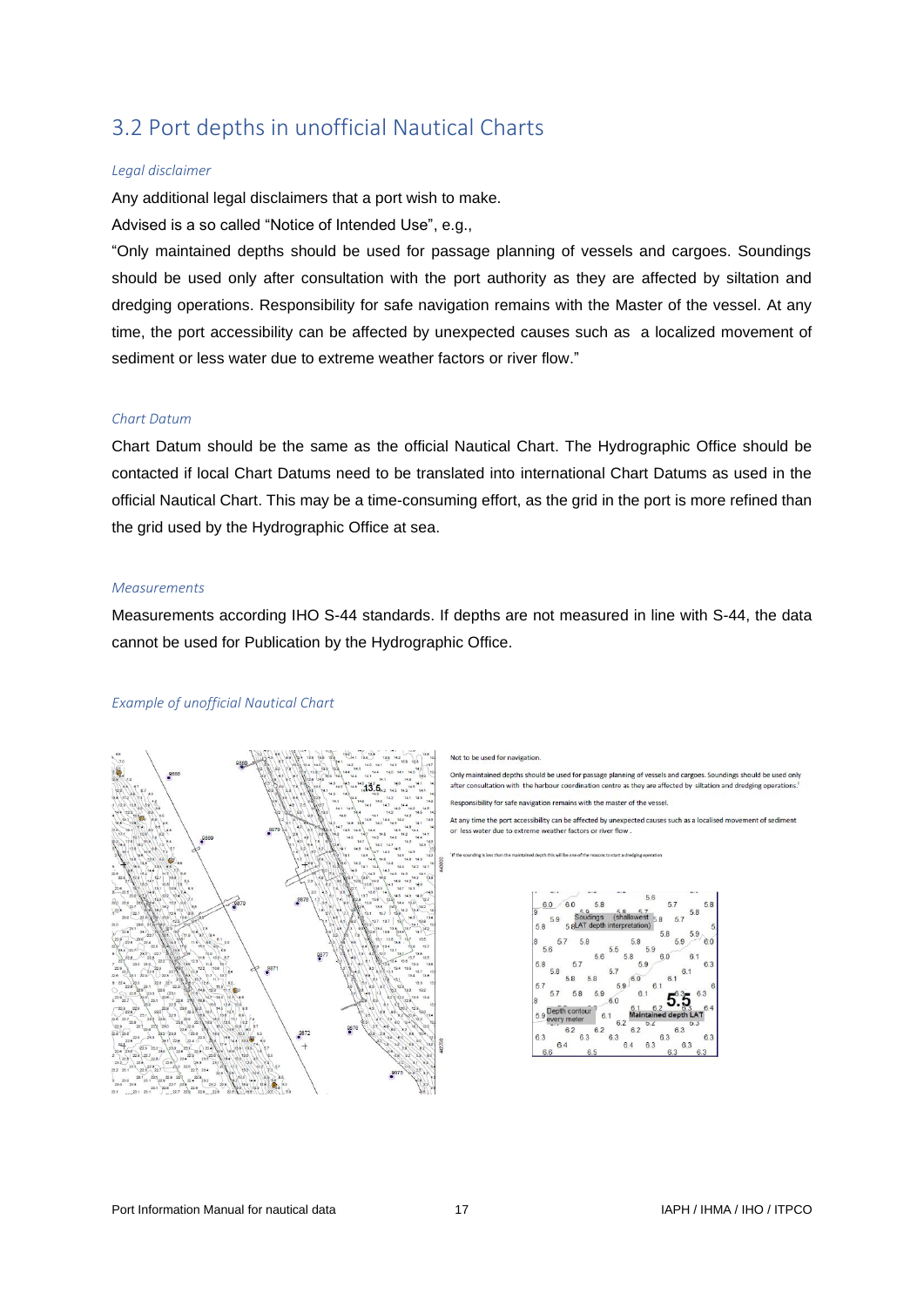## 3.2 Port depths in unofficial Nautical Charts

### *Legal disclaimer*

Any additional legal disclaimers that a port wish to make.

Advised is a so called "Notice of Intended Use", e.g.,

"Only maintained depths should be used for passage planning of vessels and cargoes. Soundings should be used only after consultation with the port authority as they are affected by siltation and dredging operations. Responsibility for safe navigation remains with the Master of the vessel. At any time, the port accessibility can be affected by unexpected causes such as a localized movement of sediment or less water due to extreme weather factors or river flow."

### *Chart Datum*

Chart Datum should be the same as the official Nautical Chart. The Hydrographic Office should be contacted if local Chart Datums need to be translated into international Chart Datums as used in the official Nautical Chart. This may be a time-consuming effort, as the grid in the port is more refined than the grid used by the Hydrographic Office at sea.

### *Measurements*

Measurements according IHO S-44 standards. If depths are not measured in line with S-44, the data cannot be used for Publication by the Hydrographic Office.

### *Example of unofficial Nautical Chart*

Not to be used for navigation.

Only maintained depths should be used for passage planning of vessels and cargoes. Soundings should be used only after consultation with the harbour coordination centre as they are affected by siltation and dredging operations.[1]

Responsibility for safe navigation remains with the master of the vessel.

At any time the port accessibility can be affected by unexpected causes such as a localised movement of sediment or less water due to extreme weather factors or river flow.

[1] If the sounding is less than the maintained depth this will be one of the reasons to start a dredging operation

Soundings (shallowest LAT depth interpretation)

Depth contour every meter

Maintained depth LAT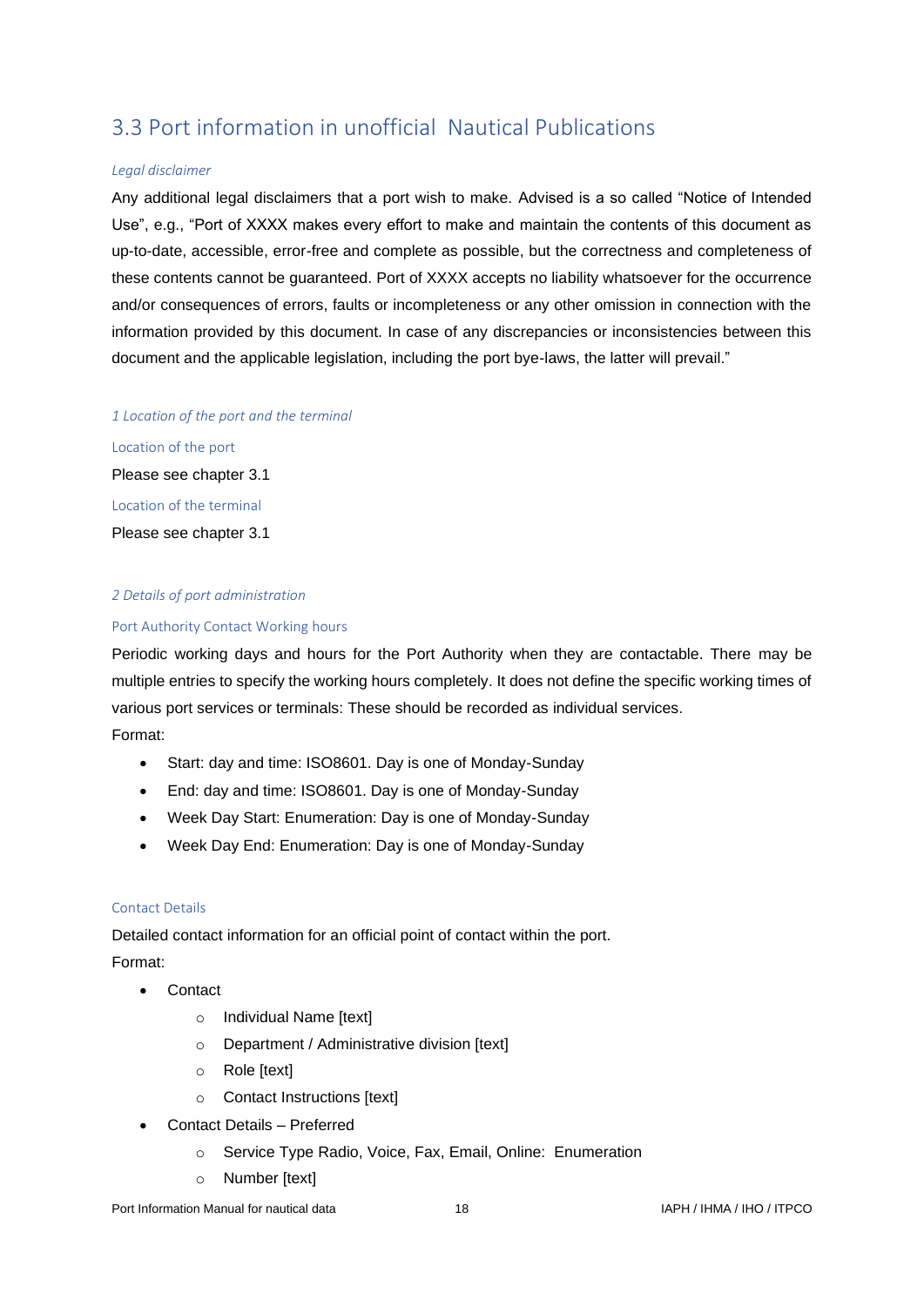## 3.3 Port information in unofficial  Nautical Publications

*Legal disclaimer*

Any additional legal disclaimers that a port wish to make. Advised is a so called “Notice of Intended Use”, e.g., “Port of XXXX makes every effort to make and maintain the contents of this document as up-to-date, accessible, error-free and complete as possible, but the correctness and completeness of these contents cannot be guaranteed. Port of XXXX accepts no liability whatsoever for the occurrence and/or consequences of errors, faults or incompleteness or any other omission in connection with the information provided by this document. In case of any discrepancies or inconsistencies between this document and the applicable legislation, including the port bye-laws, the latter will prevail.”

*1 Location of the port and the terminal*

#### Location of the port

Please see chapter 3.1

#### Location of the terminal

Please see chapter 3.1

*2 Details of port administration*

#### Port Authority Contact Working hours

Periodic working days and hours for the Port Authority when they are contactable. There may be multiple entries to specify the working hours completely. It does not define the specific working times of various port services or terminals: These should be recorded as individual services.
Format:

- Start: day and time: ISO8601. Day is one of Monday-Sunday
- End: day and time: ISO8601. Day is one of Monday-Sunday
- Week Day Start: Enumeration: Day is one of Monday-Sunday
- Week Day End: Enumeration: Day is one of Monday-Sunday

#### Contact Details

Detailed contact information for an official point of contact within the port.
Format:

- Contact
    - Individual Name [text]
    - Department / Administrative division [text]
    - Role [text]
    - Contact Instructions [text]
- Contact Details – Preferred
    - Service Type Radio, Voice, Fax, Email, Online:  Enumeration
    - Number [text]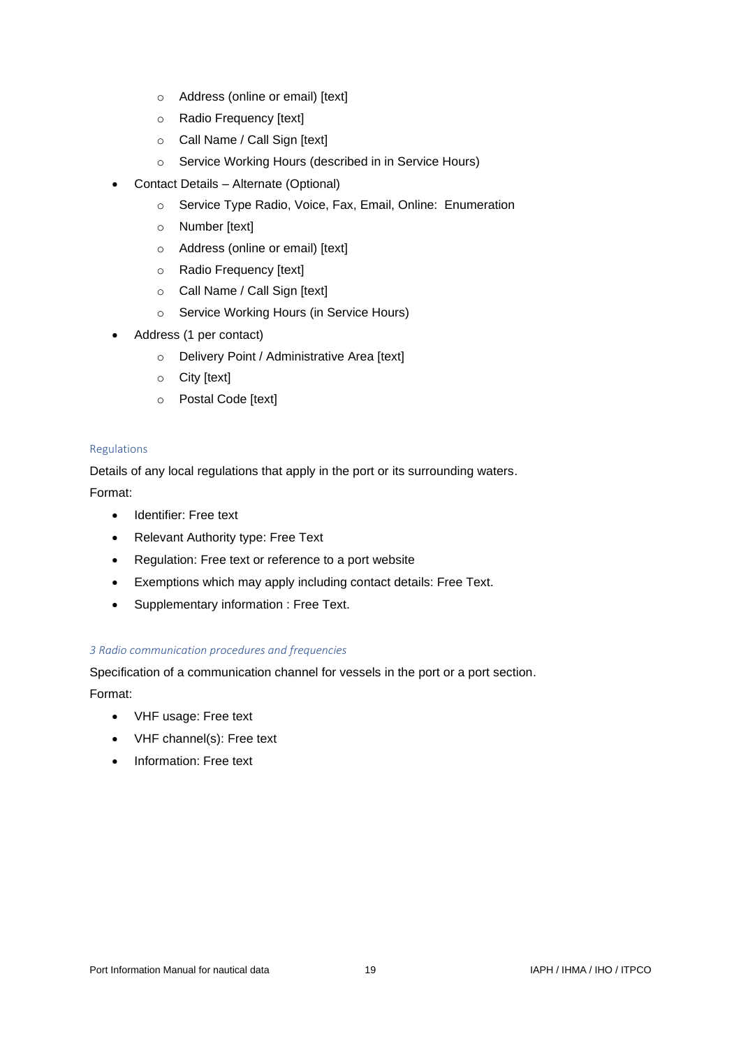- Address (online or email) [text]
  - Radio Frequency [text]
  - Call Name / Call Sign [text]
  - Service Working Hours (described in in Service Hours)
- Contact Details – Alternate (Optional)
  - Service Type Radio, Voice, Fax, Email, Online:  Enumeration
  - Number [text]
  - Address (online or email) [text]
  - Radio Frequency [text]
  - Call Name / Call Sign [text]
  - Service Working Hours (in Service Hours)
- Address (1 per contact)
  - Delivery Point / Administrative Area [text]
  - City [text]
  - Postal Code [text]

#### Regulations

Details of any local regulations that apply in the port or its surrounding waters.

Format:

- Identifier: Free text
- Relevant Authority type: Free Text
- Regulation: Free text or reference to a port website
- Exemptions which may apply including contact details: Free Text.
- Supplementary information : Free Text.

#### *3 Radio communication procedures and frequencies*

Specification of a communication channel for vessels in the port or a port section.

Format:

- VHF usage: Free text
- VHF channel(s): Free text
- Information: Free text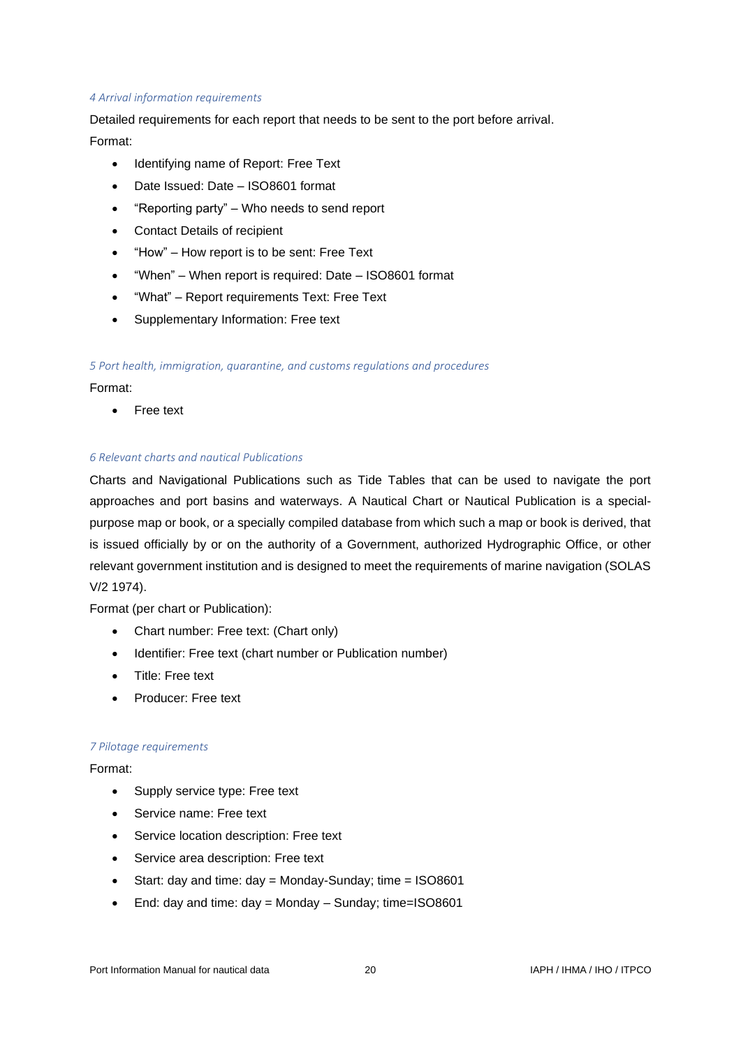#### *4 Arrival information requirements*

Detailed requirements for each report that needs to be sent to the port before arrival.

Format:

- Identifying name of Report: Free Text
- Date Issued: Date – ISO8601 format
- "Reporting party" – Who needs to send report
- Contact Details of recipient
- "How" – How report is to be sent: Free Text
- "When" – When report is required: Date – ISO8601 format
- "What" – Report requirements Text: Free Text
- Supplementary Information: Free text

#### *5 Port health, immigration, quarantine, and customs regulations and procedures*

Format:

- Free text

#### *6 Relevant charts and nautical Publications*

Charts and Navigational Publications such as Tide Tables that can be used to navigate the port approaches and port basins and waterways. A Nautical Chart or Nautical Publication is a special-purpose map or book, or a specially compiled database from which such a map or book is derived, that is issued officially by or on the authority of a Government, authorized Hydrographic Office, or other relevant government institution and is designed to meet the requirements of marine navigation (SOLAS V/2 1974).

Format (per chart or Publication):

- Chart number: Free text: (Chart only)
- Identifier: Free text (chart number or Publication number)
- Title: Free text
- Producer: Free text

#### *7 Pilotage requirements*

Format:

- Supply service type: Free text
- Service name: Free text
- Service location description: Free text
- Service area description: Free text
- Start: day and time: day = Monday-Sunday; time = ISO8601
- End: day and time: day = Monday – Sunday; time=ISO8601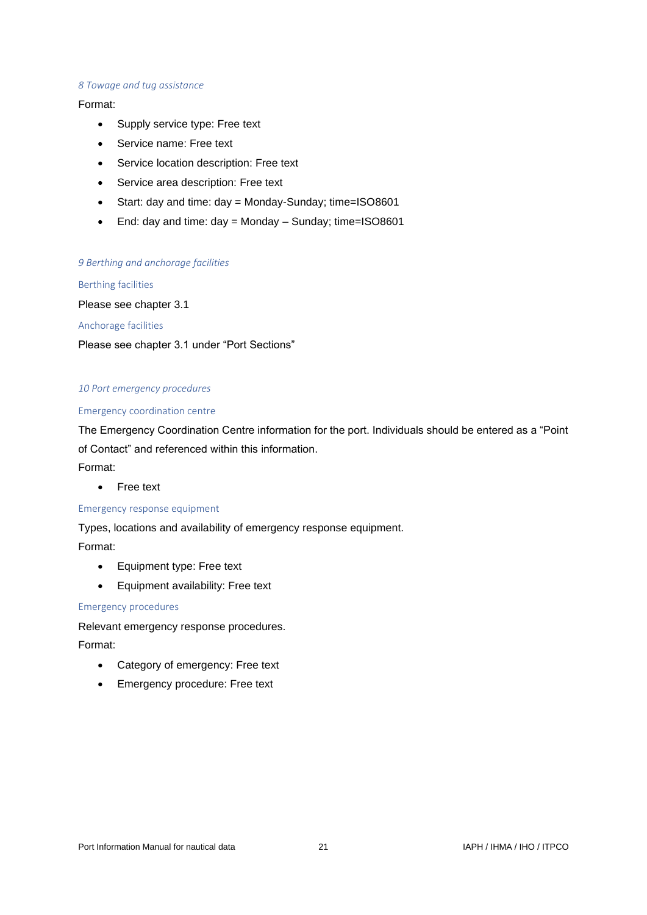#### *8 Towage and tug assistance*

Format:

- Supply service type: Free text
- Service name: Free text
- Service location description: Free text
- Service area description: Free text
- Start: day and time: day = Monday-Sunday; time=ISO8601
- End: day and time: day = Monday – Sunday; time=ISO8601

#### *9 Berthing and anchorage facilities*

##### Berthing facilities

Please see chapter 3.1

##### Anchorage facilities

Please see chapter 3.1 under "Port Sections"

#### *10 Port emergency procedures*

##### Emergency coordination centre

The Emergency Coordination Centre information for the port. Individuals should be entered as a "Point of Contact" and referenced within this information.

Format:

- Free text

##### Emergency response equipment

Types, locations and availability of emergency response equipment.

Format:

- Equipment type: Free text
- Equipment availability: Free text

##### Emergency procedures

Relevant emergency response procedures.

Format:

- Category of emergency: Free text
- Emergency procedure: Free text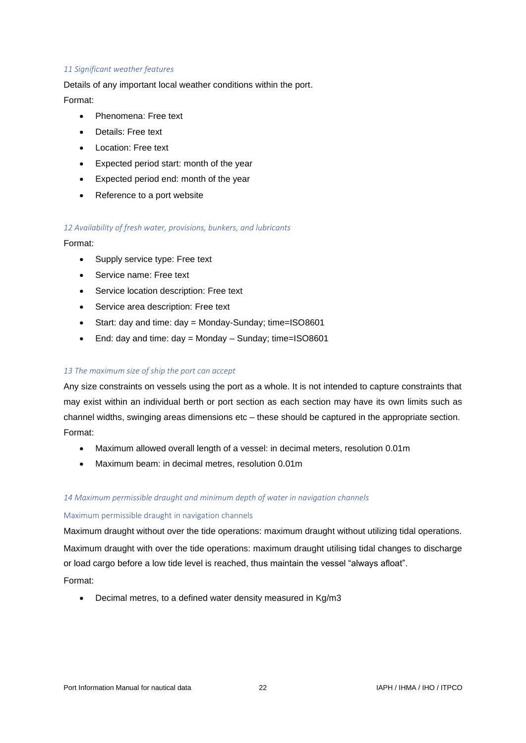### 11 Significant weather features

Details of any important local weather conditions within the port.

Format:

- Phenomena: Free text
- Details: Free text
- Location: Free text
- Expected period start: month of the year
- Expected period end: month of the year
- Reference to a port website

### 12 Availability of fresh water, provisions, bunkers, and lubricants

Format:

- Supply service type: Free text
- Service name: Free text
- Service location description: Free text
- Service area description: Free text
- Start: day and time: day = Monday-Sunday; time=ISO8601
- End: day and time: day = Monday – Sunday; time=ISO8601

### 13 The maximum size of ship the port can accept

Any size constraints on vessels using the port as a whole. It is not intended to capture constraints that may exist within an individual berth or port section as each section may have its own limits such as channel widths, swinging areas dimensions etc – these should be captured in the appropriate section.

Format:

- Maximum allowed overall length of a vessel: in decimal meters, resolution 0.01m
- Maximum beam: in decimal metres, resolution 0.01m

### 14 Maximum permissible draught and minimum depth of water in navigation channels

#### Maximum permissible draught in navigation channels

Maximum draught without over the tide operations: maximum draught without utilizing tidal operations.

Maximum draught with over the tide operations: maximum draught utilising tidal changes to discharge or load cargo before a low tide level is reached, thus maintain the vessel "always afloat".

Format:

- Decimal metres, to a defined water density measured in Kg/m3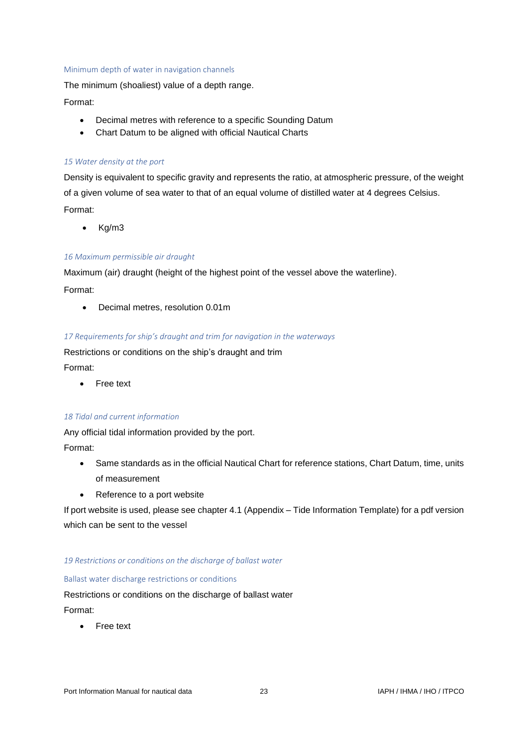#### Minimum depth of water in navigation channels

The minimum (shoaliest) value of a depth range.

Format:

- Decimal metres with reference to a specific Sounding Datum
- Chart Datum to be aligned with official Nautical Charts

### *15 Water density at the port*

Density is equivalent to specific gravity and represents the ratio, at atmospheric pressure, of the weight of a given volume of sea water to that of an equal volume of distilled water at 4 degrees Celsius.

Format:

- Kg/m3

### *16 Maximum permissible air draught*

Maximum (air) draught (height of the highest point of the vessel above the waterline).

Format:

- Decimal metres, resolution 0.01m

### *17 Requirements for ship's draught and trim for navigation in the waterways*

Restrictions or conditions on the ship's draught and trim

Format:

- Free text

### *18 Tidal and current information*

Any official tidal information provided by the port.

Format:

- Same standards as in the official Nautical Chart for reference stations, Chart Datum, time, units of measurement
- Reference to a port website

If port website is used, please see chapter 4.1 (Appendix – Tide Information Template) for a pdf version which can be sent to the vessel

### *19 Restrictions or conditions on the discharge of ballast water*

#### Ballast water discharge restrictions or conditions

Restrictions or conditions on the discharge of ballast water

Format:

- Free text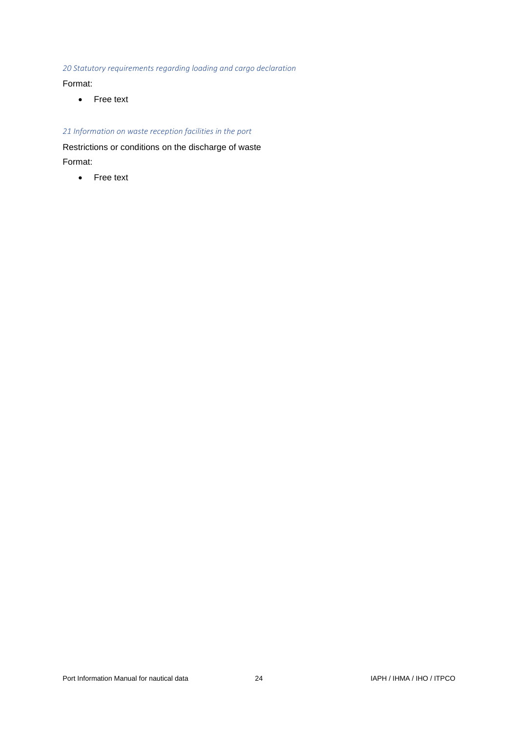### *20 Statutory requirements regarding loading and cargo declaration*

Format:

- Free text

### *21 Information on waste reception facilities in the port*

Restrictions or conditions on the discharge of waste

Format:

- Free text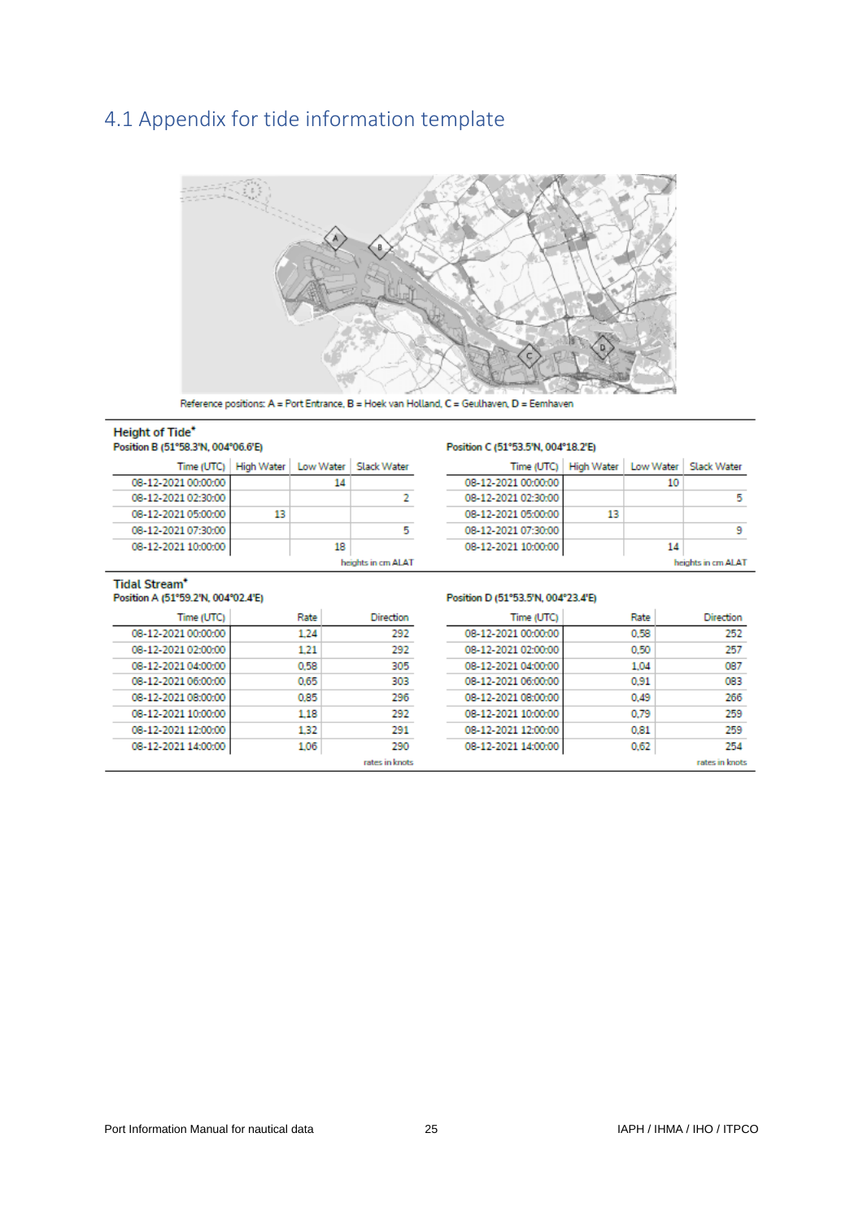# 4.1 Appendix for tide information template

Reference positions: A = Port Entrance, B = Hoek van Holland, C = Geulhaven, D = Eemhaven

**Height of Tide***

Position B (51°58.3'N, 004°06.6'E)

| Time (UTC) | High Water | Low Water | Slack Water |
|---|---|---|---|
| 08-12-2021 00:00:00 | | 14 | |
| 08-12-2021 02:30:00 | | | 2 |
| 08-12-2021 05:00:00 | 13 | | |
| 08-12-2021 07:30:00 | | | 5 |
| 08-12-2021 10:00:00 | | 18 | |

heights in cm ALAT

Position C (51°53.5'N, 004°18.2'E)

| Time (UTC) | High Water | Low Water | Slack Water |
|---|---|---|---|
| 08-12-2021 00:00:00 | | 10 | |
| 08-12-2021 02:30:00 | | | 5 |
| 08-12-2021 05:00:00 | 13 | | |
| 08-12-2021 07:30:00 | | | 9 |
| 08-12-2021 10:00:00 | | 14 | |

heights in cm ALAT

**Tidal Stream***

Position A (51°59.2'N, 004°02.4'E)

| Time (UTC) | Rate | Direction |
|---|---|---|
| 08-12-2021 00:00:00 | 1,24 | 292 |
| 08-12-2021 02:00:00 | 1,21 | 292 |
| 08-12-2021 04:00:00 | 0,58 | 305 |
| 08-12-2021 06:00:00 | 0,65 | 303 |
| 08-12-2021 08:00:00 | 0,85 | 296 |
| 08-12-2021 10:00:00 | 1,18 | 292 |
| 08-12-2021 12:00:00 | 1,32 | 291 |
| 08-12-2021 14:00:00 | 1,06 | 290 |

rates in knots

Position D (51°53.5'N, 004°23.4'E)

| Time (UTC) | Rate | Direction |
|---|---|---|
| 08-12-2021 00:00:00 | 0,58 | 252 |
| 08-12-2021 02:00:00 | 0,50 | 257 |
| 08-12-2021 04:00:00 | 1,04 | 087 |
| 08-12-2021 06:00:00 | 0,91 | 083 |
| 08-12-2021 08:00:00 | 0,49 | 266 |
| 08-12-2021 10:00:00 | 0,79 | 259 |
| 08-12-2021 12:00:00 | 0,81 | 259 |
| 08-12-2021 14:00:00 | 0,62 | 254 |

rates in knots